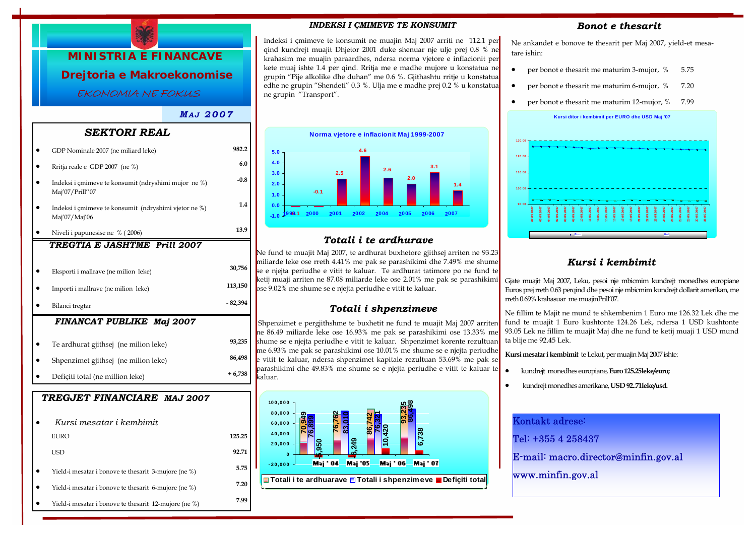# MINISTRIA E FINANCAVE

## Drejtoria e Makroekonomise

*EKONOMIA NE FOKUS*

***MAJ 2007***

## SEKTORI REAL

| | |
|---|---|
| GDP Nominale 2007 (ne miliard leke) | 982.2 |
| Rritja reale e GDP 2007 (ne %) | 6.0 |
| Indeksi i çmimeve te konsumit (ndryshimi mujor ne %) Maj'07/Prill''07 | -0.8 |
| Indeksi i çmimeve te konsumit (ndryshimi vjetor ne %) Maj'07/Maj'06 | 1.4 |
| Niveli i papunesise ne % ( 2006) | 13.9 |

## TREGTIA E JASHTME Prill 2007

| | |
|---|---|
| Eksporti i mallrave (ne milion leke) | 30,756 |
| Importi i mallrave (ne milion leke) | 113,150 |
| Bilanci tregtar | - 82,394 |

## FINANCAT PUBLIKE Maj 2007

| | |
|---|---|
| Te ardhurat gjithsej (ne milion leke) | 93,235 |
| Shpenzimet gjithsej (ne milion leke) | 86,498 |
| Defiçiti total (ne million leke) | + 6,738 |

## TREGJET FINANCIARE MAJ 2007

| | |
|---|---|
| *Kursi mesatar i kembimit* | |
| EURO | 125.25 |
| USD | 92.71 |
| Yield-i mesatar i bonove te thesarit 3-mujore (ne %) | 5.75 |
| Yield-i mesatar i bonove te thesarit 6-mujore (ne %) | 7.20 |
| Yield-i mesatar i bonove te thesarit 12-mujore (ne %) | 7.99 |

## INDEKSI I ÇMIMEVE TE KONSUMIT

Indeksi i çmimeve te konsumit ne muajin Maj 2007 arriti ne 112.1 per qind kundrejt muajit Dhjetor 2001 duke shenuar nje ulje prej 0.8 % ne krahasim me muajin paraardhes, ndersa norma vjetore e inflacionit per kete muaj ishte 1.4 per qind. Rritja me e madhe mujore u konstatua ne grupin "Pije alkolike dhe duhan" me 0.6 %. Gjithashtu rritje u konstatua edhe ne grupin "Shendeti" 0.3 %. Ulja me e madhe prej 0.2 % u konstatua ne grupin "Transport".

**Norma vjetore e inflacionit Maj 1999-2007**

| 1999 | 2000 | 2001 | 2002 | 2004 | 2005 | 2006 | 2007 |
|---|---|---|---|---|---|---|---|
| -0.1 | -0.1 | 2.5 | 4.6 | 2.6 | 2.0 | 3.1 | 1.4 |

## Totali i te ardhurave

Ne fund te muajit Maj 2007, te ardhurat buxhetore gjithsej arriten ne 93.23 miliarde leke ose rreth 4.41% me pak se parashikimi dhe 7.49% me shume se e njejta periudhe e vitit te kaluar. Te ardhurat tatimore po ne fund te ketij muaji arriten ne 87.08 miliarde leke ose 2.01% me pak se parashikimi ose 9.02% me shume se e njejta periudhe e vitit te kaluar.

## Totali i shpenzimeve

Shpenzimet e pergjithshme te buxhetit ne fund te muajit Maj 2007 arriten ne 86.49 miliarde leke ose 16.93% me pak se parashikimi ose 13.33% me shume se e njejta periudhe e vitit te kaluar. Shpenzimet korente rezultuan me 6.93% me pak se parashikimi ose 10.01% me shume se e njejta periudhe e vitit te kaluar, ndersa shpenzimet kapitale rezultuan 53.69% me pak se parashikimi dhe 49.83% me shume se e njejta periudhe e vitit te kaluar te kaluar.

| | Maj ' 04 | Maj '05 | Maj ' 06 | Maj ' 07 |
|---|---|---|---|---|
| Totali i te ardhuarave | 70,949 | 76,762 | 86,742 | 93,235 |
| Totali i shpenzimeve | 76,899 | 83,010 | 76,321 | 86,498 |
| Defiçiti total | -5,950 | -6,249 | 10,420 | 6,738 |

## Bonot e thesarit

Ne ankandet e bonove te thesarit per Maj 2007, yield-et mesatare ishin:

- per bonot e thesarit me maturim 3-mujor, % 5.75
- per bonot e thesarit me maturim 6-mujor, % 7.20
- per bonot e thesarit me maturim 12-mujor, % 7.99

**Kursi ditor i kembimit per EURO dhe USD Maj '07**

## Kursi i kembimit

Gjate muajit Maj 2007, Leku, pesoi nje mbicmim kundrejt monedhes europiane Euros prej rreth 0.63 perqind dhe pesoi nje mbicmim kundrejt dollarit amerikan, me rreth 0.69% krahasuar me muajin Prill'07.

Ne fillim te Majit ne mund te shkembenim 1 Euro me 126.32 Lek dhe ne fund te muajit 1 Euro kushtonte 124.26 Lek, ndersa 1 USD kushtonte 93.05 Lek ne fillim te muajit Maj dhe ne fund te ketij muaji 1 USD mund ta blije me 92.45 Lek.

**Kursi mesatar i kembimit** te Lekut, per muajin Maj 2007 ishte:

- kundrejt monedhes europiane, **Euro 125.25leke/euro;**
- kundrejt monedhes amerikane, **USD 92..71leke/usd.**

Kontakt adrese:

Tel: +355 4 258437

E-mail: macro.director@minfin.gov.al

www.minfin.gov.al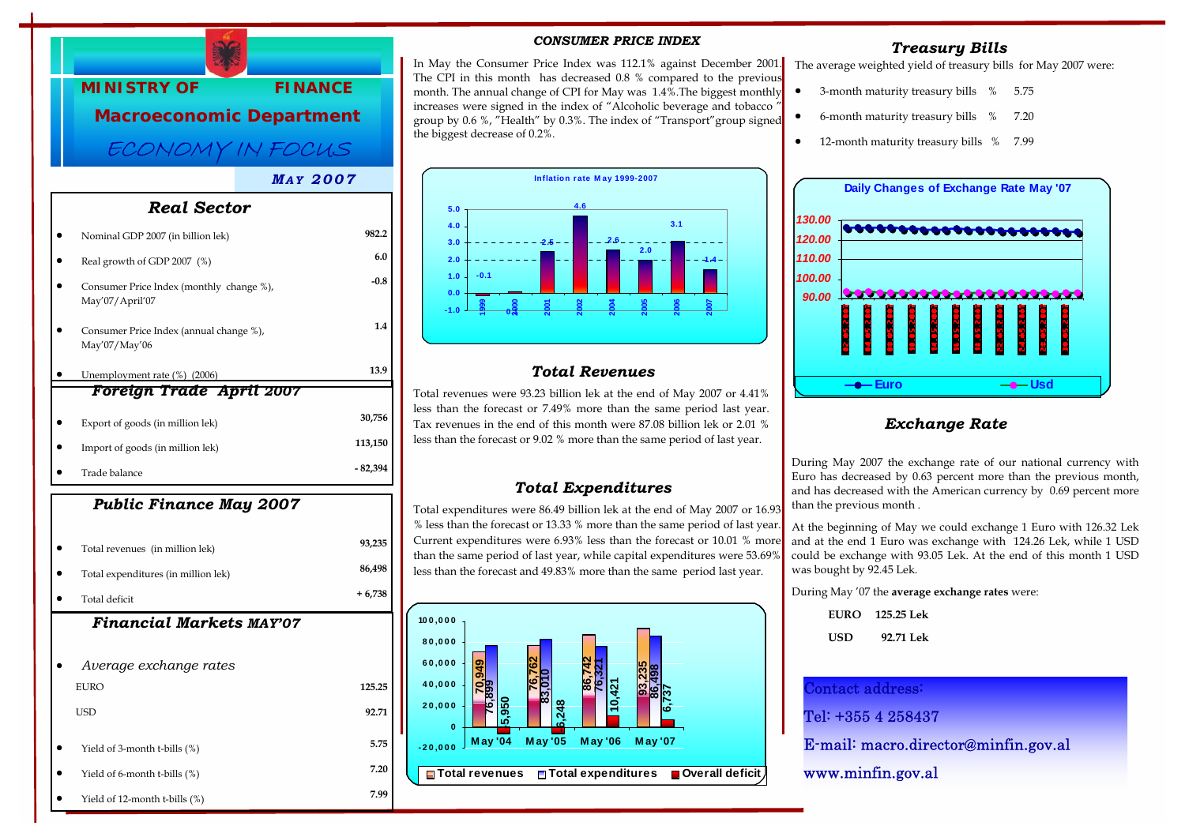# MINISTRY OF FINANCE

## Macroeconomic Department

### ECONOMY IN FOCUS

***MAY 2007***

## Real Sector

| | |
|---|---|
| Nominal GDP 2007 (in billion lek) | 982.2 |
| Real growth of GDP 2007 (%) | 6.0 |
| Consumer Price Index (monthly change %), May'07/April'07 | -0.8 |
| Consumer Price Index (annual change %), May'07/May'06 | 1.4 |
| Unemployment rate (%) (2006) | 13.9 |

## Foreign Trade April 2007

| | |
|---|---|
| Export of goods (in million lek) | 30,756 |
| Import of goods (in million lek) | 113,150 |
| Trade balance | - 82,394 |

## Public Finance May 2007

| | |
|---|---|
| Total revenues (in million lek) | 93,235 |
| Total expenditures (in million lek) | 86,498 |
| Total deficit | + 6,738 |

## Financial Markets MAY'07

| | |
|---|---|
| *Average exchange rates* | |
| EURO | 125.25 |
| USD | 92.71 |
| Yield of 3-month t-bills (%) | 5.75 |
| Yield of 6-month t-bills (%) | 7.20 |
| Yield of 12-month t-bills (%) | 7.99 |

## CONSUMER PRICE INDEX

In May the Consumer Price Index was 112.1% against December 2001. The CPI in this month has decreased 0.8 % compared to the previous month. The annual change of CPI for May was 1.4%.The biggest monthly increases were signed in the index of "Alcoholic beverage and tobacco " group by 0.6 %, "Health" by 0.3%. The index of "Transport"group signed the biggest decrease of 0.2%.

Inflation rate May 1999-2007

5.0
4.0
3.0
2.0
1.0
0.0
-1.0

1999 2000 2001 2002 2004 2005 2006 2007

-0.1
0.1
2.5
4.6
2.6
2.0
3.1
1.4

## Total Revenues

Total revenues were 93.23 billion lek at the end of May 2007 or 4.41% less than the forecast or 7.49% more than the same period last year. Tax revenues in the end of this month were 87.08 billion lek or 2.01 % less than the forecast or 9.02 % more than the same period of last year.

## Total Expenditures

Total expenditures were 86.49 billion lek at the end of May 2007 or 16.93 % less than the forecast or 13.33 % more than the same period last year. Current expenditures were 6.93% less than the forecast or 10.01 % more than the same period of last year, while capital expenditures were 53.69% less than the forecast and 49.83% more than the same period last year.

100,000
80,000
60,000
40,000
20,000
0
-20,000

May '04: 70,949 76,899 5,950
May '05: 76,762 83,010 6,248
May '06: 86,742 76,321 10,421
May '07: 93,235 86,498 6,737

Total revenues   Total expenditures   Overall deficit

## Treasury Bills

The average weighted yield of treasury bills for May 2007 were:

- 3-month maturity treasury bills % 5.75
- 6-month maturity treasury bills % 7.20
- 12-month maturity treasury bills % 7.99

Daily Changes of Exchange Rate May '07

130.00
120.00
110.00
100.00
90.00

Euro   Usd

## Exchange Rate

During May 2007 the exchange rate of our national currency with Euro has decreased by 0.63 percent more than the previous month, and has decreased with the American currency by 0.69 percent more than the previous month .

At the beginning of May we could exchange 1 Euro with 126.32 Lek and at the end 1 Euro was exchange with 124.26 Lek, while 1 USD could be exchange with 93.05 Lek. At the end of this month 1 USD was bought by 92.45 Lek.

During May '07 the **average exchange rates** were:

**EURO 125.25 Lek**

**USD 92.71 Lek**

Contact address:

Tel: +355 4 258437

E-mail: macro.director@minfin.gov.al

www.minfin.gov.al